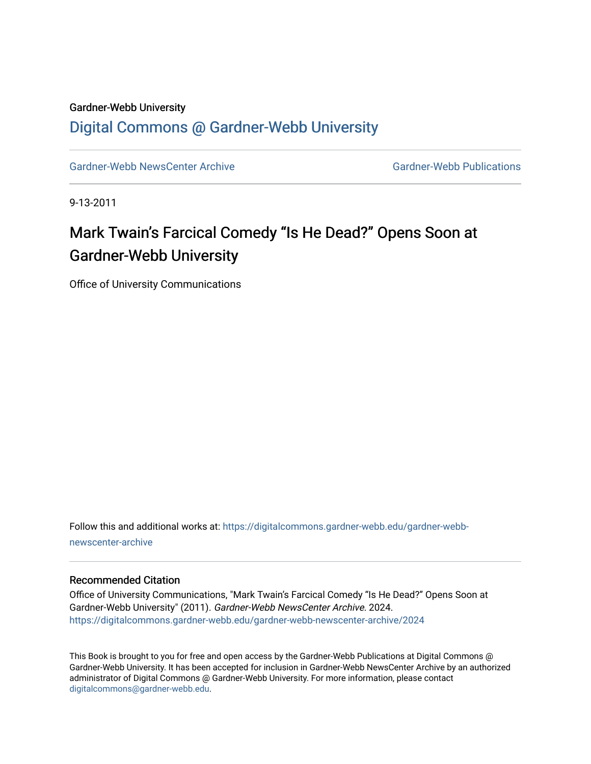Gardner-Webb University

# Digital Commons @ Gardner-Webb University

Gardner-Webb NewsCenter Archive

Gardner-Webb Publications

9-13-2011

## Mark Twain's Farcical Comedy "Is He Dead?" Opens Soon at Gardner-Webb University

Office of University Communications

Follow this and additional works at: https://digitalcommons.gardner-webb.edu/gardner-webb-newscenter-archive

### Recommended Citation

Office of University Communications, "Mark Twain's Farcical Comedy "Is He Dead?" Opens Soon at Gardner-Webb University" (2011). *Gardner-Webb NewsCenter Archive*. 2024.
https://digitalcommons.gardner-webb.edu/gardner-webb-newscenter-archive/2024

This Book is brought to you for free and open access by the Gardner-Webb Publications at Digital Commons @ Gardner-Webb University. It has been accepted for inclusion in Gardner-Webb NewsCenter Archive by an authorized administrator of Digital Commons @ Gardner-Webb University. For more information, please contact digitalcommons@gardner-webb.edu.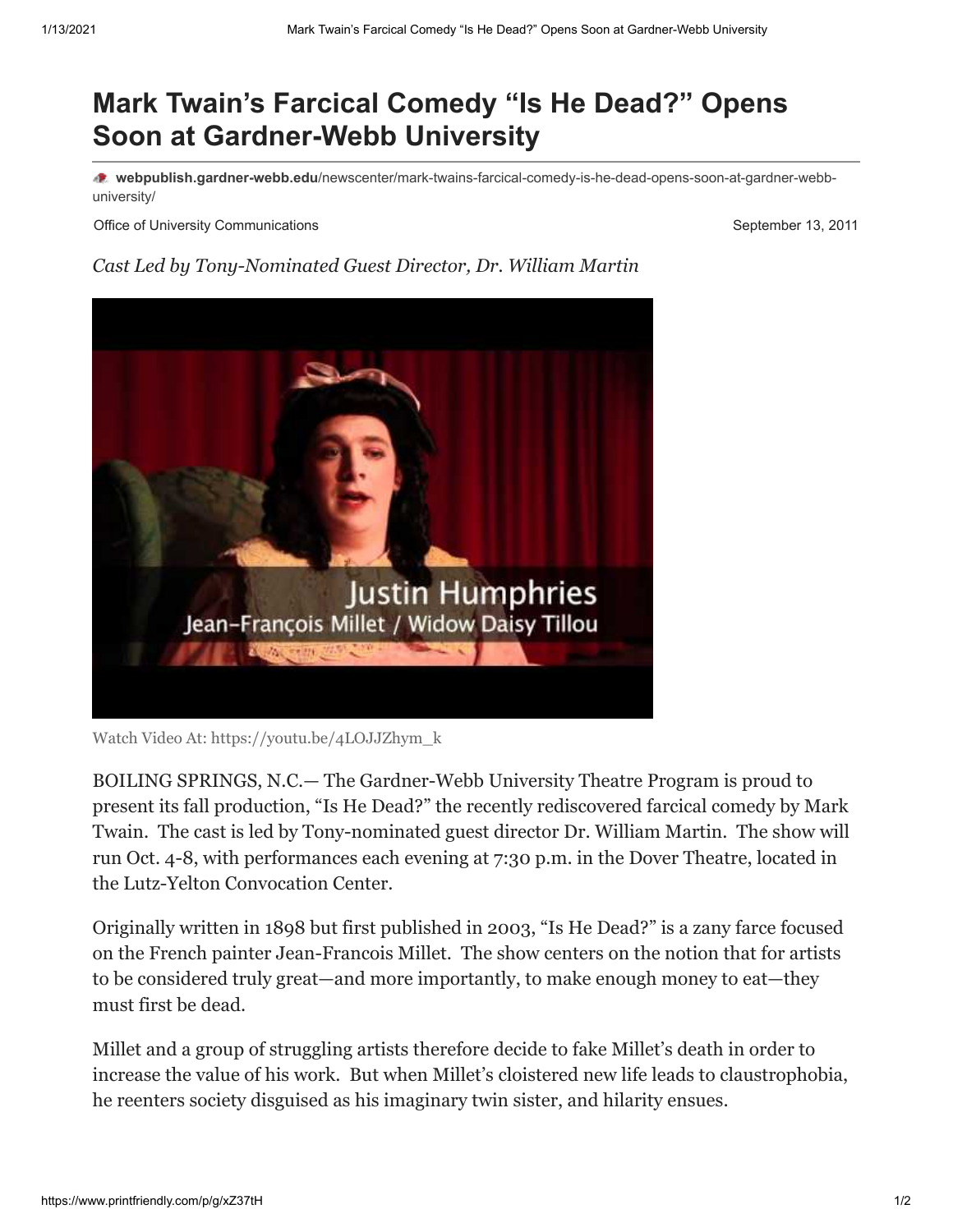# Mark Twain's Farcical Comedy "Is He Dead?" Opens Soon at Gardner-Webb University

**webpublish.gardner-webb.edu**/newscenter/mark-twains-farcical-comedy-is-he-dead-opens-soon-at-gardner-webb-university/

Office of University Communications

September 13, 2011

*Cast Led by Tony-Nominated Guest Director, Dr. William Martin*

Watch Video At: https://youtu.be/4LOJJZhym_k

BOILING SPRINGS, N.C.— The Gardner-Webb University Theatre Program is proud to present its fall production, "Is He Dead?" the recently rediscovered farcical comedy by Mark Twain. The cast is led by Tony-nominated guest director Dr. William Martin. The show will run Oct. 4-8, with performances each evening at 7:30 p.m. in the Dover Theatre, located in the Lutz-Yelton Convocation Center.

Originally written in 1898 but first published in 2003, "Is He Dead?" is a zany farce focused on the French painter Jean-Francois Millet. The show centers on the notion that for artists to be considered truly great—and more importantly, to make enough money to eat—they must first be dead.

Millet and a group of struggling artists therefore decide to fake Millet's death in order to increase the value of his work. But when Millet's cloistered new life leads to claustrophobia, he reenters society disguised as his imaginary twin sister, and hilarity ensues.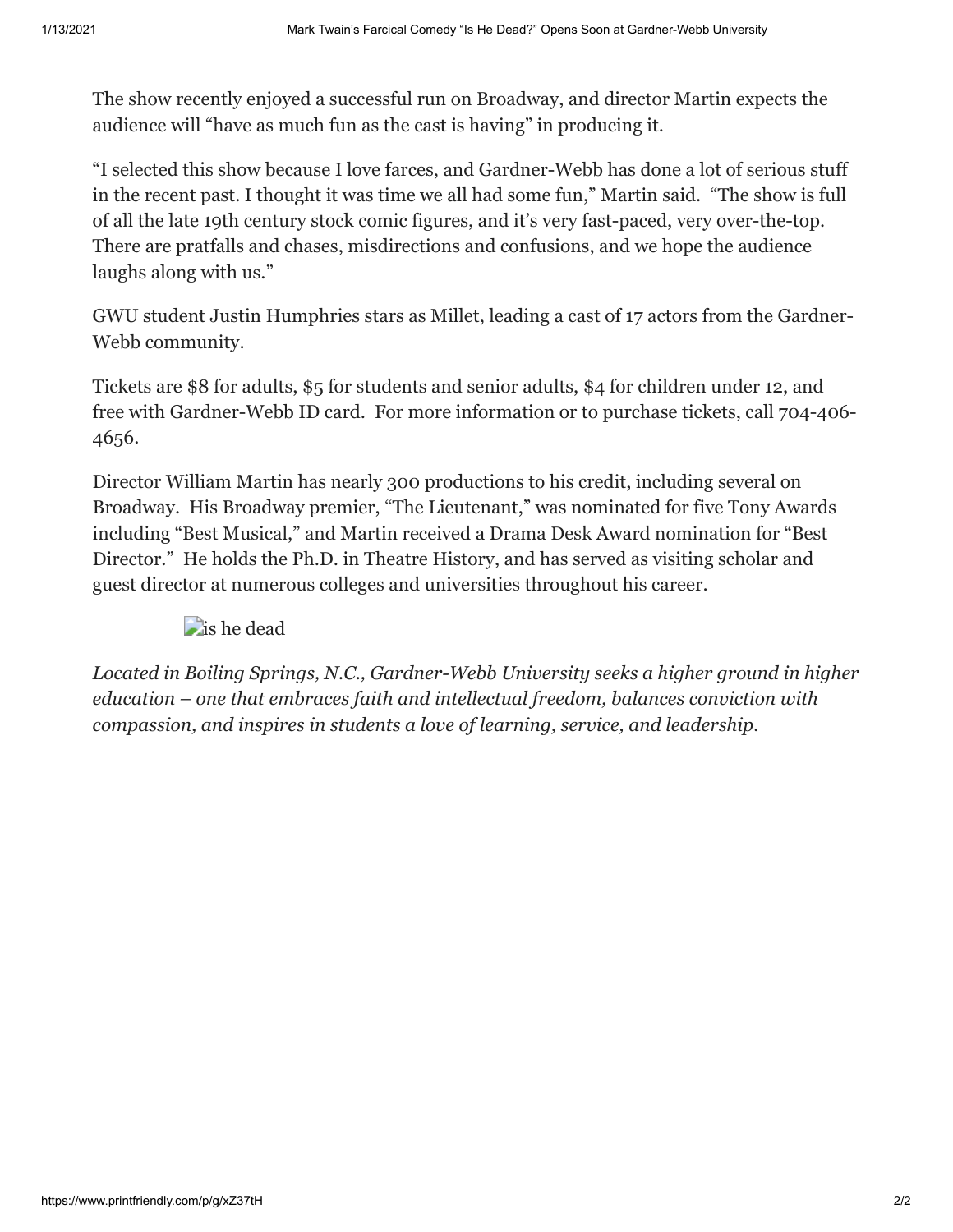The show recently enjoyed a successful run on Broadway, and director Martin expects the audience will "have as much fun as the cast is having" in producing it.

"I selected this show because I love farces, and Gardner-Webb has done a lot of serious stuff in the recent past. I thought it was time we all had some fun," Martin said. "The show is full of all the late 19th century stock comic figures, and it's very fast-paced, very over-the-top. There are pratfalls and chases, misdirections and confusions, and we hope the audience laughs along with us."

GWU student Justin Humphries stars as Millet, leading a cast of 17 actors from the Gardner-Webb community.

Tickets are $8 for adults, $5 for students and senior adults, $4 for children under 12, and free with Gardner-Webb ID card. For more information or to purchase tickets, call 704-406-4656.

Director William Martin has nearly 300 productions to his credit, including several on Broadway. His Broadway premier, "The Lieutenant," was nominated for five Tony Awards including "Best Musical," and Martin received a Drama Desk Award nomination for "Best Director." He holds the Ph.D. in Theatre History, and has served as visiting scholar and guest director at numerous colleges and universities throughout his career.

is he dead

*Located in Boiling Springs, N.C., Gardner-Webb University seeks a higher ground in higher education – one that embraces faith and intellectual freedom, balances conviction with compassion, and inspires in students a love of learning, service, and leadership.*